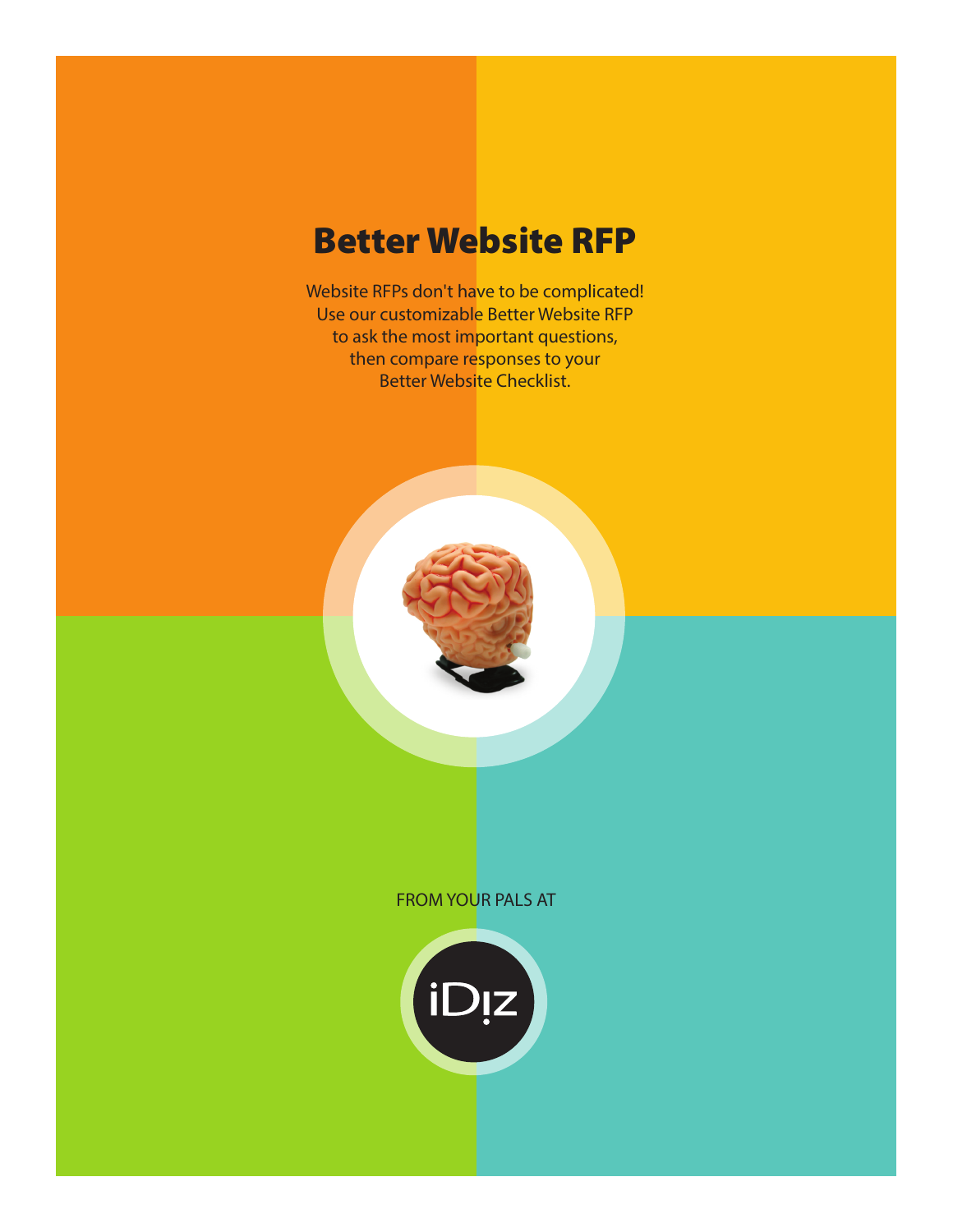# Better Website RFP

Website RFPs don't have to be complicated! Use our customizable Better Website RFP to ask the most important questions, then compare responses to your Better Website Checklist.

FROM YOUR PALS AT

iDIZ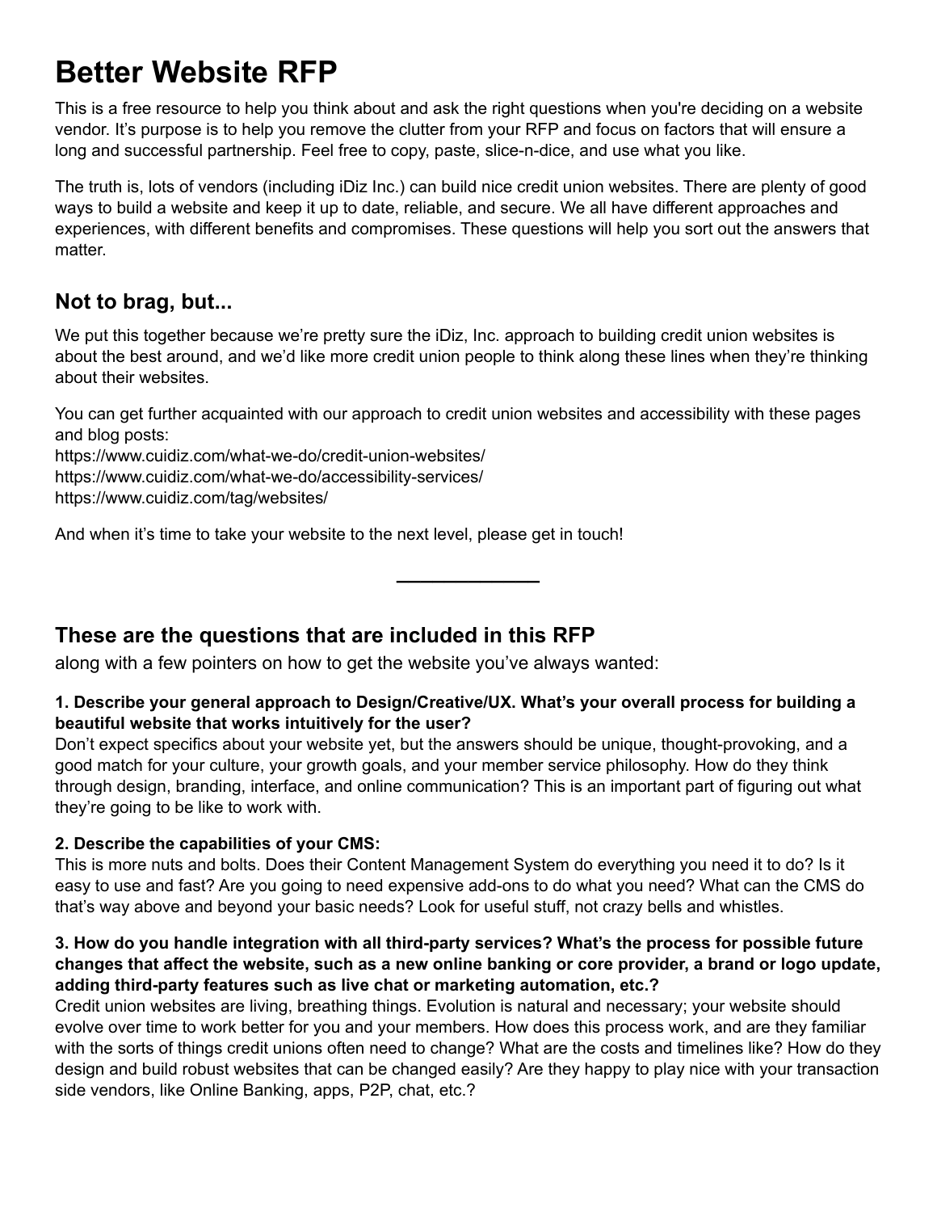# Better Website RFP

This is a free resource to help you think about and ask the right questions when you're deciding on a website vendor. It's purpose is to help you remove the clutter from your RFP and focus on factors that will ensure a long and successful partnership. Feel free to copy, paste, slice-n-dice, and use what you like.

The truth is, lots of vendors (including iDiz Inc.) can build nice credit union websites. There are plenty of good ways to build a website and keep it up to date, reliable, and secure. We all have different approaches and experiences, with different benefits and compromises. These questions will help you sort out the answers that matter.

## Not to brag, but...

We put this together because we're pretty sure the iDiz, Inc. approach to building credit union websites is about the best around, and we'd like more credit union people to think along these lines when they're thinking about their websites.

You can get further acquainted with our approach to credit union websites and accessibility with these pages and blog posts:
https://www.cuidiz.com/what-we-do/credit-union-websites/
https://www.cuidiz.com/what-we-do/accessibility-services/
https://www.cuidiz.com/tag/websites/

And when it's time to take your website to the next level, please get in touch!

---

## These are the questions that are included in this RFP

along with a few pointers on how to get the website you've always wanted:

**1. Describe your general approach to Design/Creative/UX. What's your overall process for building a beautiful website that works intuitively for the user?**
Don't expect specifics about your website yet, but the answers should be unique, thought-provoking, and a good match for your culture, your growth goals, and your member service philosophy. How do they think through design, branding, interface, and online communication? This is an important part of figuring out what they're going to be like to work with.

**2. Describe the capabilities of your CMS:**
This is more nuts and bolts. Does their Content Management System do everything you need it to do? Is it easy to use and fast? Are you going to need expensive add-ons to do what you need? What can the CMS do that's way above and beyond your basic needs? Look for useful stuff, not crazy bells and whistles.

**3. How do you handle integration with all third-party services? What's the process for possible future changes that affect the website, such as a new online banking or core provider, a brand or logo update, adding third-party features such as live chat or marketing automation, etc.?**
Credit union websites are living, breathing things. Evolution is natural and necessary; your website should evolve over time to work better for you and your members. How does this process work, and are they familiar with the sorts of things credit unions often need to change? What are the costs and timelines like? How do they design and build robust websites that can be changed easily? Are they happy to play nice with your transaction side vendors, like Online Banking, apps, P2P, chat, etc.?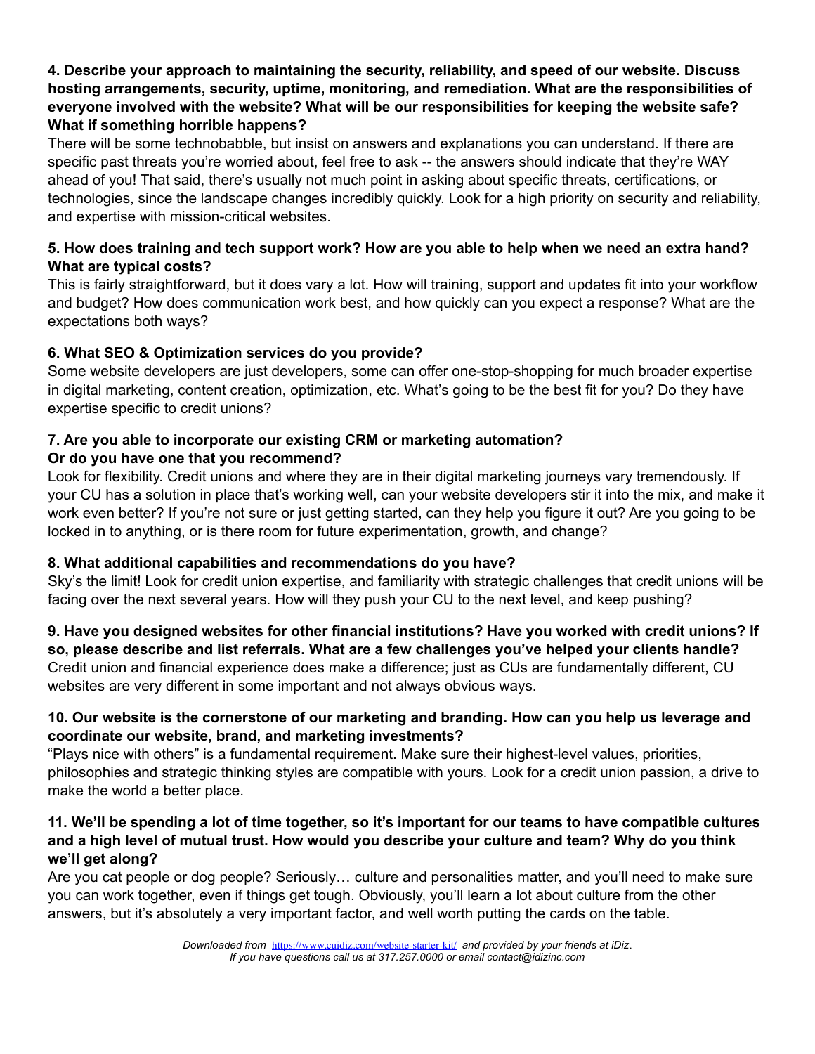**4. Describe your approach to maintaining the security, reliability, and speed of our website. Discuss hosting arrangements, security, uptime, monitoring, and remediation. What are the responsibilities of everyone involved with the website? What will be our responsibilities for keeping the website safe? What if something horrible happens?**

There will be some technobabble, but insist on answers and explanations you can understand. If there are specific past threats you're worried about, feel free to ask -- the answers should indicate that they're WAY ahead of you! That said, there's usually not much point in asking about specific threats, certifications, or technologies, since the landscape changes incredibly quickly. Look for a high priority on security and reliability, and expertise with mission-critical websites.

**5. How does training and tech support work? How are you able to help when we need an extra hand? What are typical costs?**

This is fairly straightforward, but it does vary a lot. How will training, support and updates fit into your workflow and budget? How does communication work best, and how quickly can you expect a response? What are the expectations both ways?

**6. What SEO & Optimization services do you provide?**

Some website developers are just developers, some can offer one-stop-shopping for much broader expertise in digital marketing, content creation, optimization, etc. What's going to be the best fit for you? Do they have expertise specific to credit unions?

**7. Are you able to incorporate our existing CRM or marketing automation? Or do you have one that you recommend?**

Look for flexibility. Credit unions and where they are in their digital marketing journeys vary tremendously. If your CU has a solution in place that's working well, can your website developers stir it into the mix, and make it work even better? If you're not sure or just getting started, can they help you figure it out? Are you going to be locked in to anything, or is there room for future experimentation, growth, and change?

**8. What additional capabilities and recommendations do you have?**

Sky's the limit! Look for credit union expertise, and familiarity with strategic challenges that credit unions will be facing over the next several years. How will they push your CU to the next level, and keep pushing?

**9. Have you designed websites for other financial institutions? Have you worked with credit unions? If so, please describe and list referrals. What are a few challenges you've helped your clients handle?**

Credit union and financial experience does make a difference; just as CUs are fundamentally different, CU websites are very different in some important and not always obvious ways.

**10. Our website is the cornerstone of our marketing and branding. How can you help us leverage and coordinate our website, brand, and marketing investments?**

"Plays nice with others" is a fundamental requirement. Make sure their highest-level values, priorities, philosophies and strategic thinking styles are compatible with yours. Look for a credit union passion, a drive to make the world a better place.

**11. We'll be spending a lot of time together, so it's important for our teams to have compatible cultures and a high level of mutual trust. How would you describe your culture and team? Why do you think we'll get along?**

Are you cat people or dog people? Seriously… culture and personalities matter, and you'll need to make sure you can work together, even if things get tough. Obviously, you'll learn a lot about culture from the other answers, but it's absolutely a very important factor, and well worth putting the cards on the table.

*Downloaded from* https://www.cuidiz.com/website-starter-kit/ *and provided by your friends at iDiz.*
*If you have questions call us at 317.257.0000 or email contact@idizinc.com*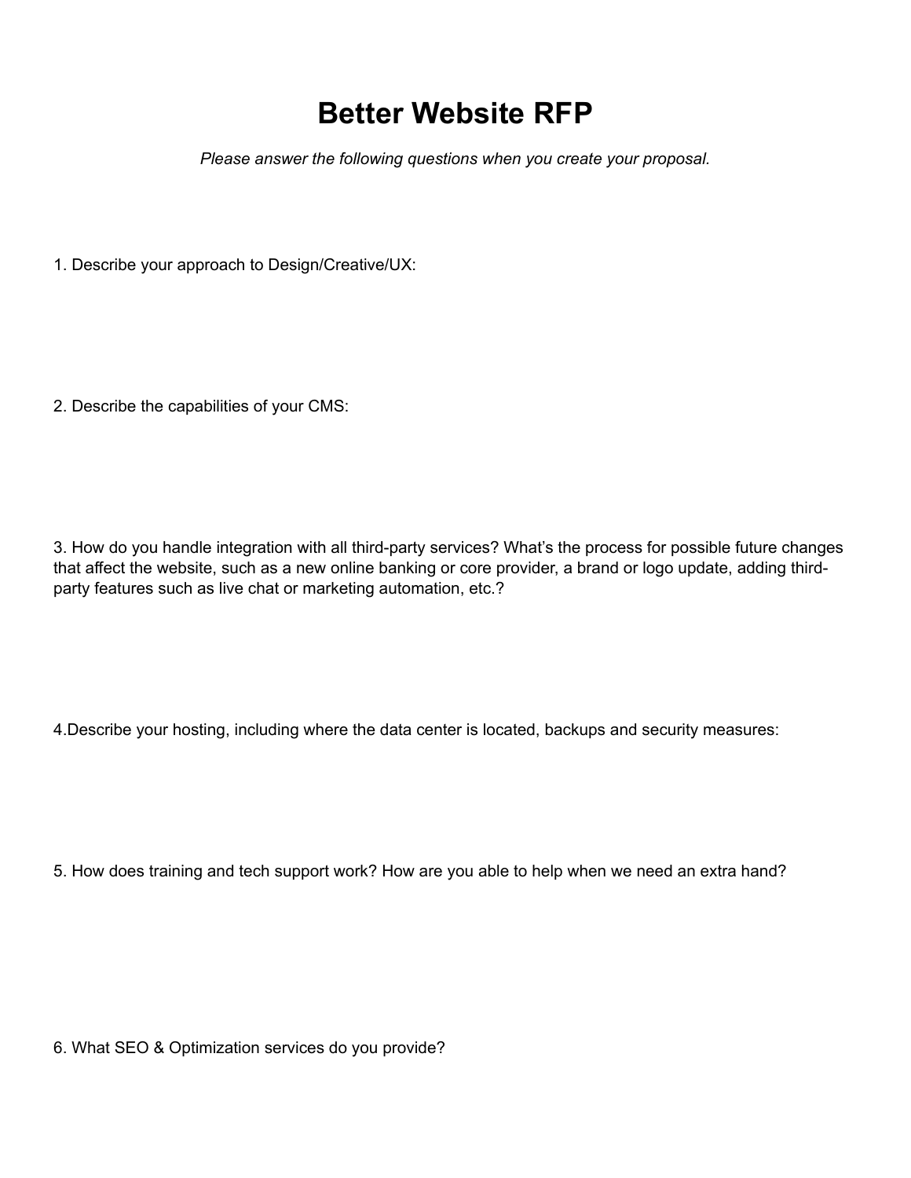# Better Website RFP

*Please answer the following questions when you create your proposal.*

1. Describe your approach to Design/Creative/UX:

2. Describe the capabilities of your CMS:

3. How do you handle integration with all third-party services? What's the process for possible future changes that affect the website, such as a new online banking or core provider, a brand or logo update, adding third-party features such as live chat or marketing automation, etc.?

4.Describe your hosting, including where the data center is located, backups and security measures:

5. How does training and tech support work? How are you able to help when we need an extra hand?

6. What SEO & Optimization services do you provide?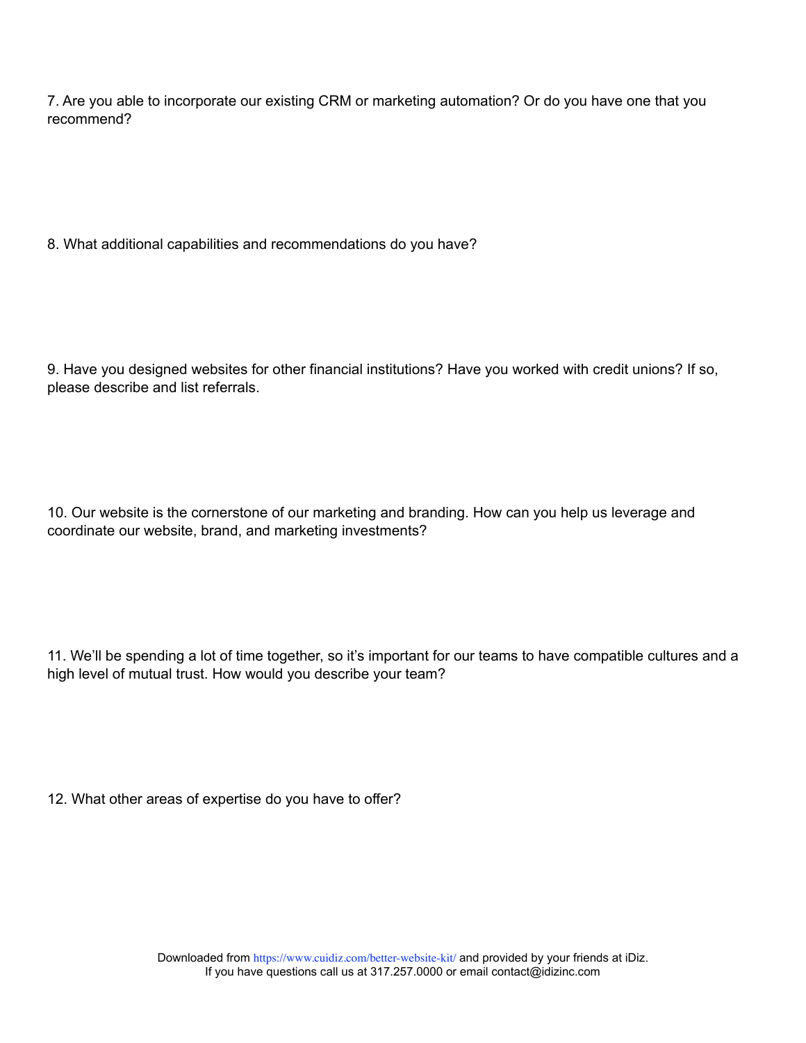7. Are you able to incorporate our existing CRM or marketing automation? Or do you have one that you recommend?

8. What additional capabilities and recommendations do you have?

9. Have you designed websites for other financial institutions? Have you worked with credit unions? If so, please describe and list referrals.

10. Our website is the cornerstone of our marketing and branding. How can you help us leverage and coordinate our website, brand, and marketing investments?

11. We'll be spending a lot of time together, so it's important for our teams to have compatible cultures and a high level of mutual trust. How would you describe your team?

12. What other areas of expertise do you have to offer?